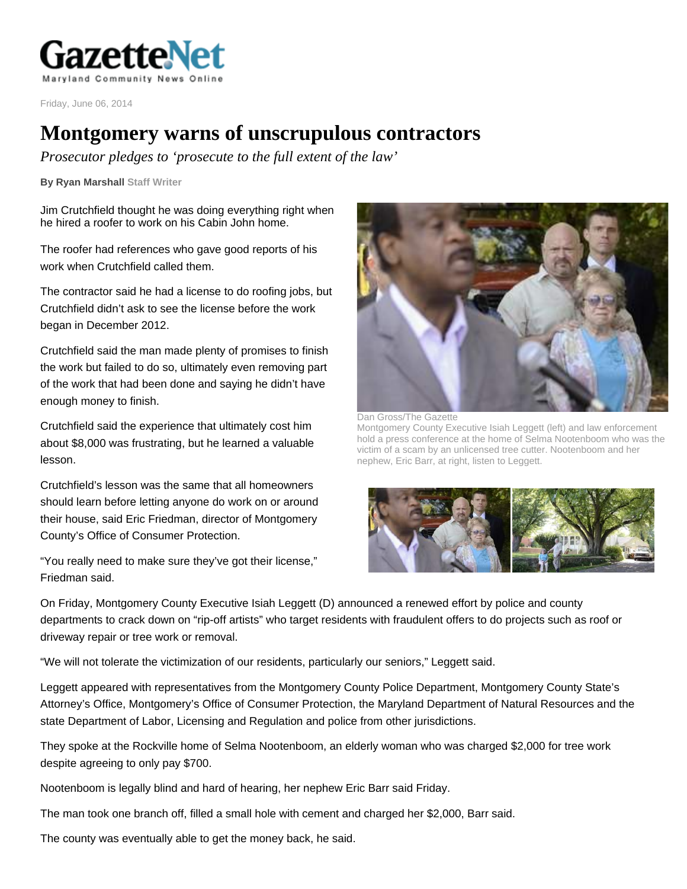GazetteNet

Maryland Community News Online

Friday, June 06, 2014

# Montgomery warns of unscrupulous contractors

*Prosecutor pledges to 'prosecute to the full extent of the law'*

**By Ryan Marshall** Staff Writer

Jim Crutchfield thought he was doing everything right when he hired a roofer to work on his Cabin John home.

The roofer had references who gave good reports of his work when Crutchfield called them.

The contractor said he had a license to do roofing jobs, but Crutchfield didn't ask to see the license before the work began in December 2012.

Crutchfield said the man made plenty of promises to finish the work but failed to do so, ultimately even removing part of the work that had been done and saying he didn't have enough money to finish.

Crutchfield said the experience that ultimately cost him about $8,000 was frustrating, but he learned a valuable lesson.

Crutchfield's lesson was the same that all homeowners should learn before letting anyone do work on or around their house, said Eric Friedman, director of Montgomery County's Office of Consumer Protection.

"You really need to make sure they've got their license," Friedman said.

Dan Gross/The Gazette

Montgomery County Executive Isiah Leggett (left) and law enforcement hold a press conference at the home of Selma Nootenboom who was the victim of a scam by an unlicensed tree cutter. Nootenboom and her nephew, Eric Barr, at right, listen to Leggett.

On Friday, Montgomery County Executive Isiah Leggett (D) announced a renewed effort by police and county departments to crack down on "rip-off artists" who target residents with fraudulent offers to do projects such as roof or driveway repair or tree work or removal.

"We will not tolerate the victimization of our residents, particularly our seniors," Leggett said.

Leggett appeared with representatives from the Montgomery County Police Department, Montgomery County State's Attorney's Office, Montgomery's Office of Consumer Protection, the Maryland Department of Natural Resources and the state Department of Labor, Licensing and Regulation and police from other jurisdictions.

They spoke at the Rockville home of Selma Nootenboom, an elderly woman who was charged $2,000 for tree work despite agreeing to only pay $700.

Nootenboom is legally blind and hard of hearing, her nephew Eric Barr said Friday.

The man took one branch off, filled a small hole with cement and charged her $2,000, Barr said.

The county was eventually able to get the money back, he said.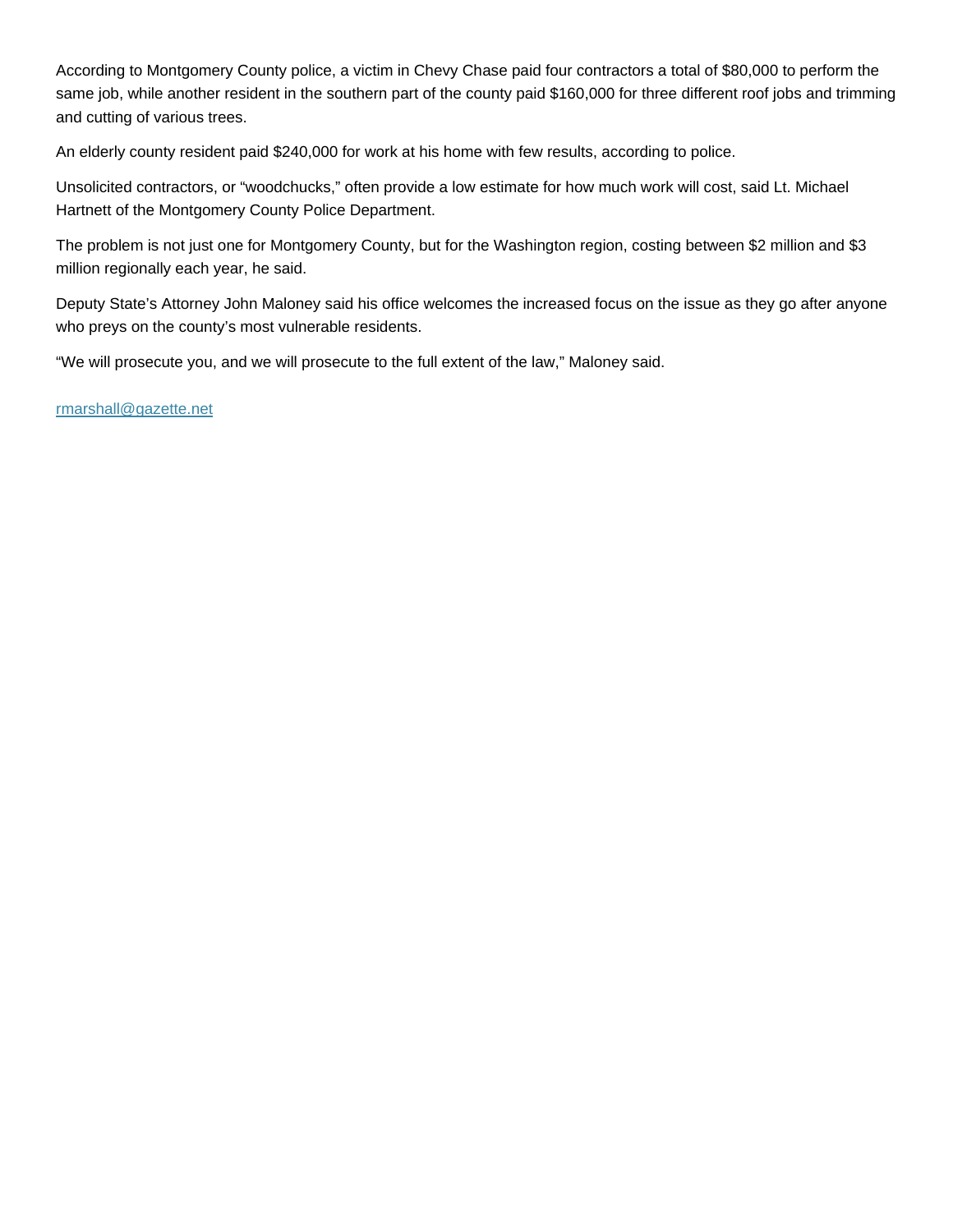According to Montgomery County police, a victim in Chevy Chase paid four contractors a total of $80,000 to perform the same job, while another resident in the southern part of the county paid $160,000 for three different roof jobs and trimming and cutting of various trees.

An elderly county resident paid $240,000 for work at his home with few results, according to police.

Unsolicited contractors, or "woodchucks," often provide a low estimate for how much work will cost, said Lt. Michael Hartnett of the Montgomery County Police Department.

The problem is not just one for Montgomery County, but for the Washington region, costing between $2 million and $3 million regionally each year, he said.

Deputy State's Attorney John Maloney said his office welcomes the increased focus on the issue as they go after anyone who preys on the county's most vulnerable residents.

"We will prosecute you, and we will prosecute to the full extent of the law," Maloney said.

rmarshall@gazette.net